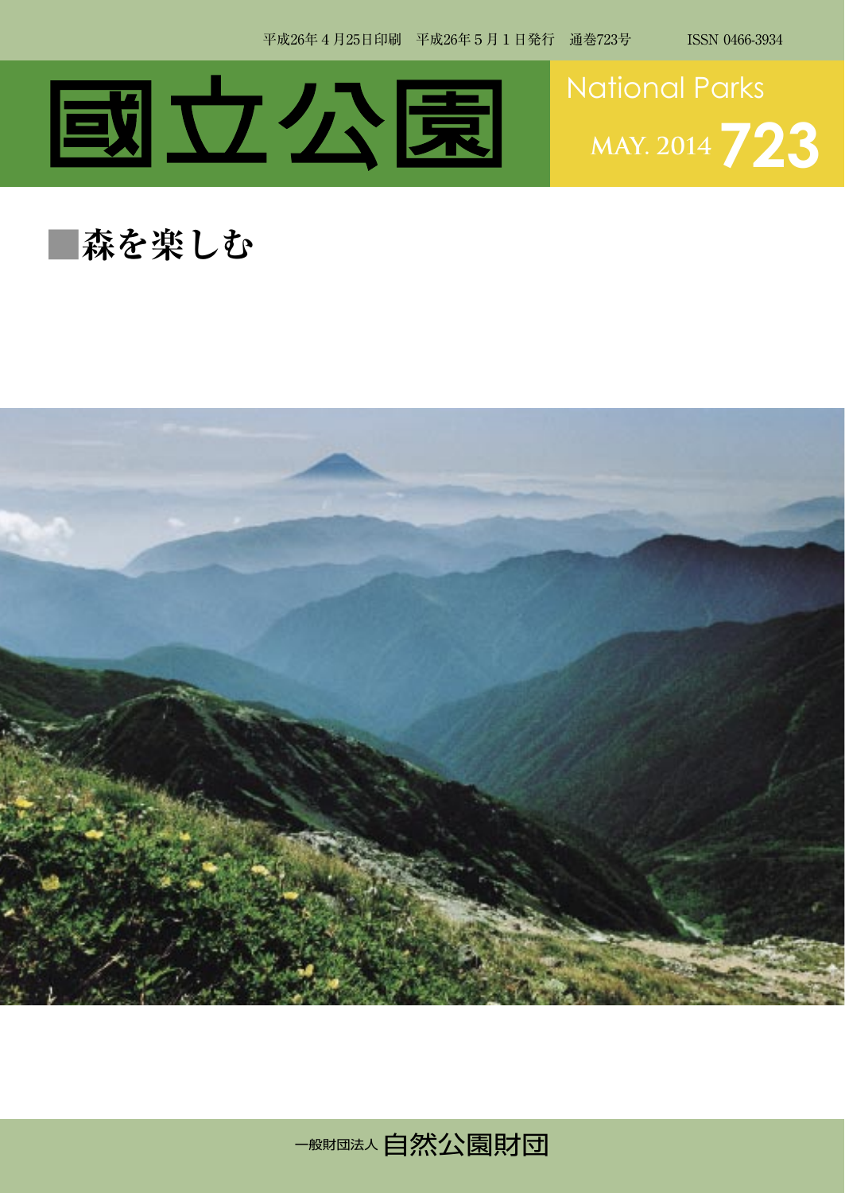平成26年４月25日印刷　平成26年５月１日発行　通巻723号　ISSN 0466-3934

# 國立公園

National Parks

MAY. 2014 723

## ■森を楽しむ

一般財団法人 自然公園財団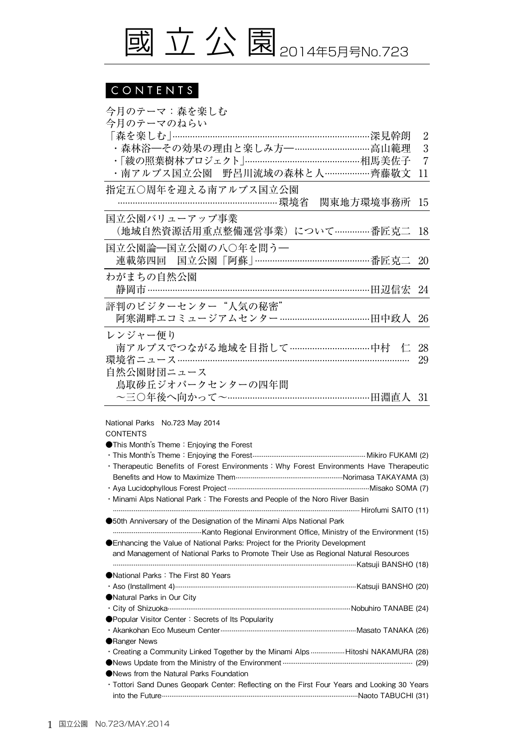# 國立公園 2014年5月号No.723

## CONTENTS

今月のテーマ：森を楽しむ

今月のテーマのねらい

「森を楽しむ」……深見幹朗 2

・森林浴—その効果の理由と楽しみ方—……高山範理 3

・「綾の照葉樹林プロジェクト」……相馬美佐子 7

・南アルプス国立公園　野呂川流域の森林と人……齊藤敬文 11

指定五〇周年を迎える南アルプス国立公園

……環境省　関東地方環境事務所 15

国立公園バリューアップ事業

（地域自然資源活用重点整備運営事業）について……番匠克二 18

国立公園論—国立公園の八〇年を問う—

連載第四回　国立公園「阿蘇」……番匠克二 20

わがまちの自然公園

静岡市……田辺信宏 24

評判のビジターセンター“人気の秘密”

阿寒湖畔エコミュージアムセンター……田中政人 26

レンジャー便り

南アルプスでつながる地域を目指して……中村　仁 28

環境省ニュース……29

自然公園財団ニュース

鳥取砂丘ジオパークセンターの四年間

〜三〇年後へ向かって〜……田淵直人 31

---

National Parks　No.723 May 2014

CONTENTS

●This Month's Theme：Enjoying the Forest

・This Month's Theme：Enjoying the Forest……Mikiro FUKAMI (2)

・Therapeutic Benefits of Forest Environments：Why Forest Environments Have Therapeutic Benefits and How to Maximize Them……Norimasa TAKAYAMA (3)

・Aya Lucidophyllous Forest Project……Misako SOMA (7)

・Minami Alps National Park：The Forests and People of the Noro River Basin……Hirofumi SAITO (11)

●50th Anniversary of the Designation of the Minami Alps National Park……Kanto Regional Environment Office, Ministry of the Environment (15)

●Enhancing the Value of National Parks: Project for the Priority Development and Management of National Parks to Promote Their Use as Regional Natural Resources……Katsuji BANSHO (18)

●National Parks：The First 80 Years

・Aso (Installment 4)……Katsuji BANSHO (20)

●Natural Parks in Our City

・City of Shizuoka……Nobuhiro TANABE (24)

●Popular Visitor Center：Secrets of Its Popularity

・Akankohan Eco Museum Center……Masato TANAKA (26)

●Ranger News

・Creating a Community Linked Together by the Minami Alps……Hitoshi NAKAMURA (28)

●News Update from the Ministry of the Environment……(29)

●News from the Natural Parks Foundation

・Tottori Sand Dunes Geopark Center: Reflecting on the First Four Years and Looking 30 Years into the Future……Naoto TABUCHI (31)